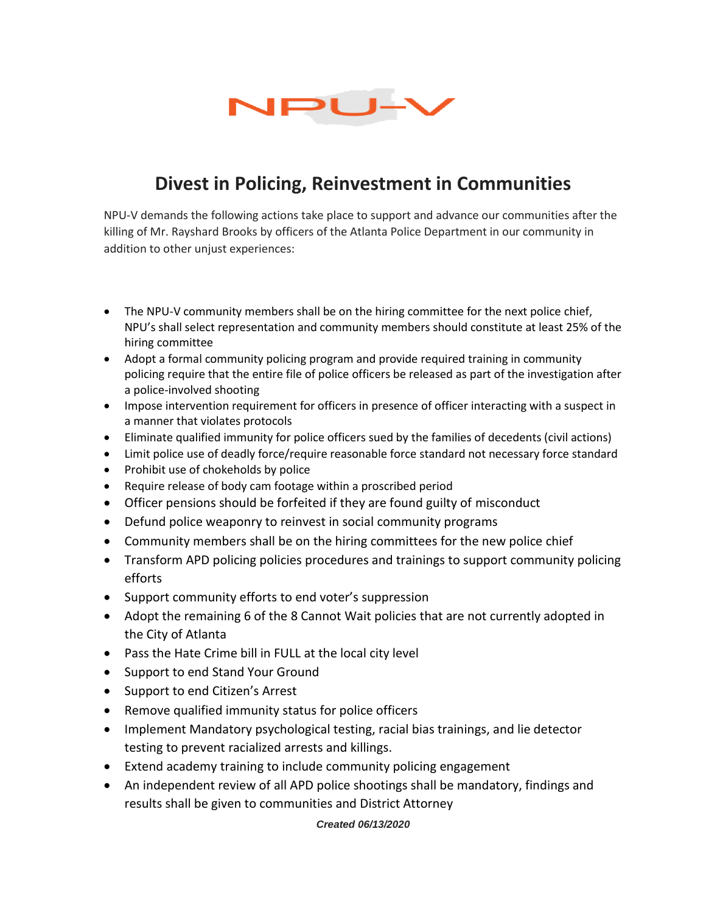NPU-V

# Divest in Policing, Reinvestment in Communities

NPU-V demands the following actions take place to support and advance our communities after the killing of Mr. Rayshard Brooks by officers of the Atlanta Police Department in our community in addition to other unjust experiences:

- The NPU-V community members shall be on the hiring committee for the next police chief, NPU's shall select representation and community members should constitute at least 25% of the hiring committee
- Adopt a formal community policing program and provide required training in community policing require that the entire file of police officers be released as part of the investigation after a police-involved shooting
- Impose intervention requirement for officers in presence of officer interacting with a suspect in a manner that violates protocols
- Eliminate qualified immunity for police officers sued by the families of decedents (civil actions)
- Limit police use of deadly force/require reasonable force standard not necessary force standard
- Prohibit use of chokeholds by police
- Require release of body cam footage within a proscribed period
- Officer pensions should be forfeited if they are found guilty of misconduct
- Defund police weaponry to reinvest in social community programs
- Community members shall be on the hiring committees for the new police chief
- Transform APD policing policies procedures and trainings to support community policing efforts
- Support community efforts to end voter's suppression
- Adopt the remaining 6 of the 8 Cannot Wait policies that are not currently adopted in the City of Atlanta
- Pass the Hate Crime bill in FULL at the local city level
- Support to end Stand Your Ground
- Support to end Citizen's Arrest
- Remove qualified immunity status for police officers
- Implement Mandatory psychological testing, racial bias trainings, and lie detector testing to prevent racialized arrests and killings.
- Extend academy training to include community policing engagement
- An independent review of all APD police shootings shall be mandatory, findings and results shall be given to communities and District Attorney

***Created 06/13/2020***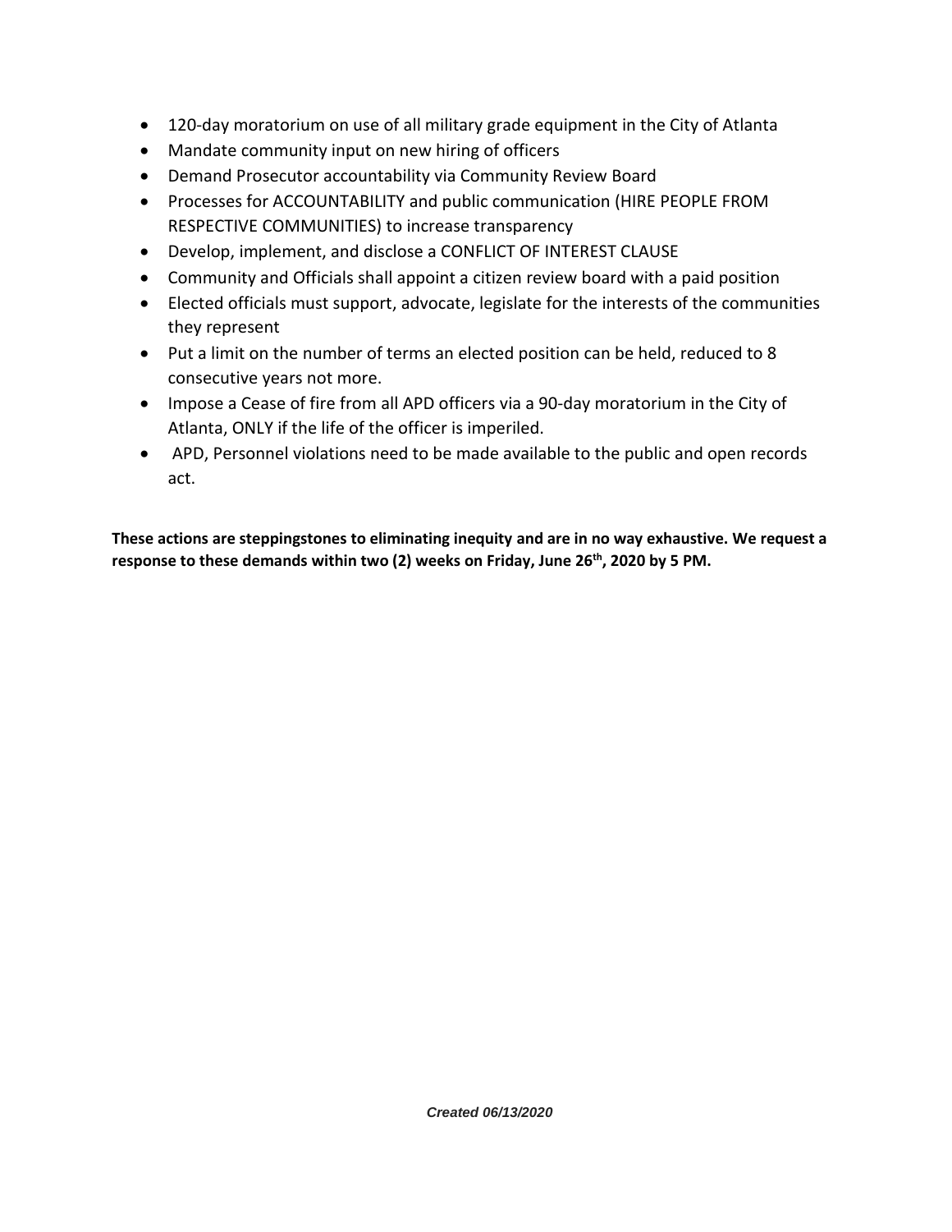- 120-day moratorium on use of all military grade equipment in the City of Atlanta
- Mandate community input on new hiring of officers
- Demand Prosecutor accountability via Community Review Board
- Processes for ACCOUNTABILITY and public communication (HIRE PEOPLE FROM RESPECTIVE COMMUNITIES) to increase transparency
- Develop, implement, and disclose a CONFLICT OF INTEREST CLAUSE
- Community and Officials shall appoint a citizen review board with a paid position
- Elected officials must support, advocate, legislate for the interests of the communities they represent
- Put a limit on the number of terms an elected position can be held, reduced to 8 consecutive years not more.
- Impose a Cease of fire from all APD officers via a 90-day moratorium in the City of Atlanta, ONLY if the life of the officer is imperiled.
- APD, Personnel violations need to be made available to the public and open records act.

**These actions are steppingstones to eliminating inequity and are in no way exhaustive. We request a response to these demands within two (2) weeks on Friday, June 26th, 2020 by 5 PM.**

***Created 06/13/2020***